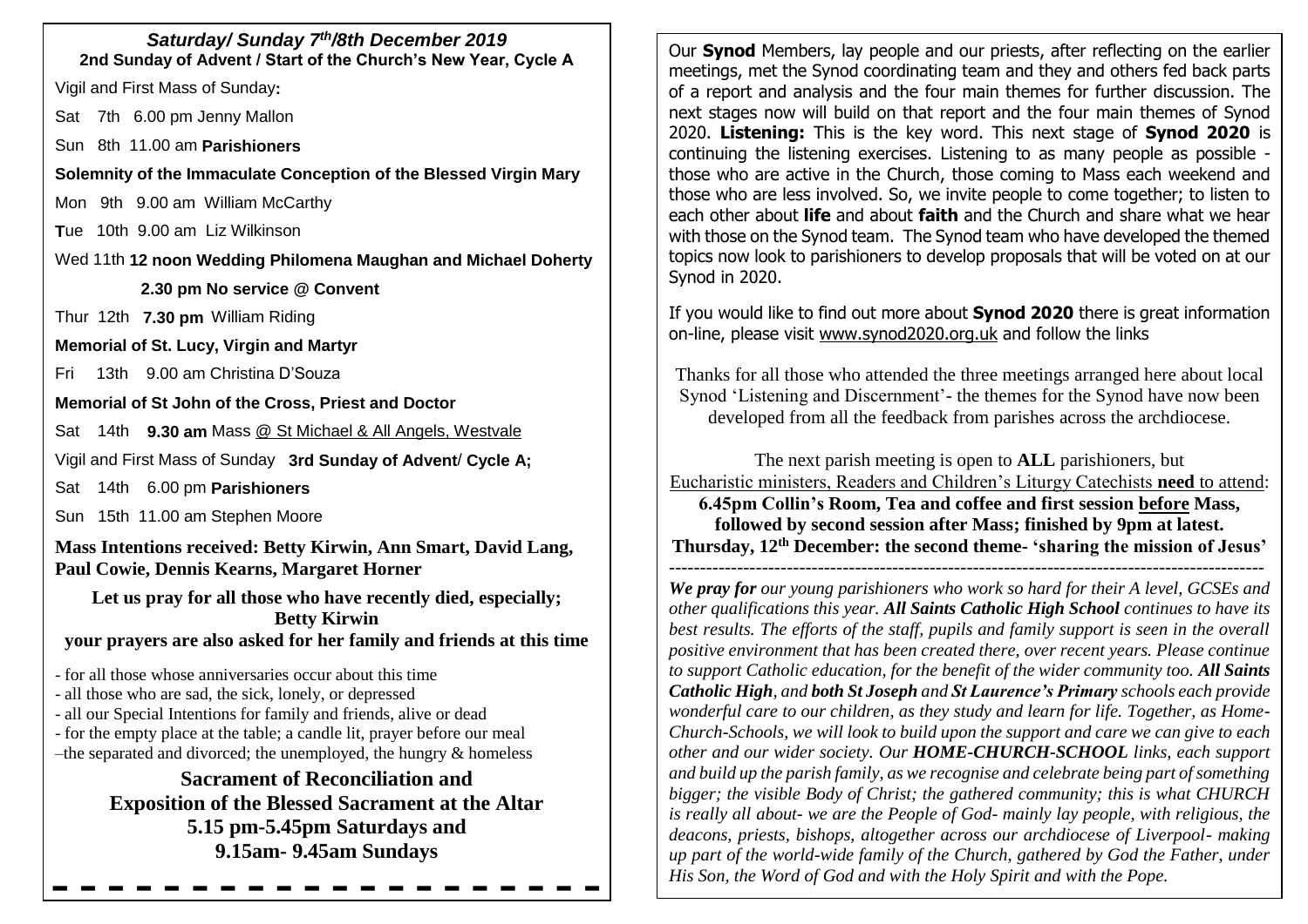***Saturday/ Sunday 7th/8th December 2019***

**2nd Sunday of Advent / Start of the Church's New Year, Cycle A**

Vigil and First Mass of Sunday**:**

Sat 7th 6.00 pm Jenny Mallon

Sun 8th 11.00 am **Parishioners**

**Solemnity of the Immaculate Conception of the Blessed Virgin Mary**

Mon 9th 9.00 am William McCarthy

**T**ue 10th 9.00 am Liz Wilkinson

Wed 11th **12 noon Wedding Philomena Maughan and Michael Doherty**

**2.30 pm No service @ Convent**

Thur 12th **7.30 pm** William Riding

**Memorial of St. Lucy, Virgin and Martyr**

Fri 13th 9.00 am Christina D'Souza

**Memorial of St John of the Cross, Priest and Doctor**

Sat 14th **9.30 am** Mass @ St Michael & All Angels, Westvale

Vigil and First Mass of Sunday **3rd Sunday of Advent**/ **Cycle A;**

Sat 14th 6.00 pm **Parishioners**

Sun 15th 11.00 am Stephen Moore

**Mass Intentions received: Betty Kirwin, Ann Smart, David Lang, Paul Cowie, Dennis Kearns, Margaret Horner**

**Let us pray for all those who have recently died, especially; Betty Kirwin**

**your prayers are also asked for her family and friends at this time**

- for all those whose anniversaries occur about this time
- all those who are sad, the sick, lonely, or depressed
- all our Special Intentions for family and friends, alive or dead
- for the empty place at the table; a candle lit, prayer before our meal
–the separated and divorced; the unemployed, the hungry & homeless

**Sacrament of Reconciliation and Exposition of the Blessed Sacrament at the Altar 5.15 pm-5.45pm Saturdays and 9.15am- 9.45am Sundays**

Our **Synod** Members, lay people and our priests, after reflecting on the earlier meetings, met the Synod coordinating team and they and others fed back parts of a report and analysis and the four main themes for further discussion. The next stages now will build on that report and the four main themes of Synod 2020. **Listening:** This is the key word. This next stage of **Synod 2020** is continuing the listening exercises. Listening to as many people as possible - those who are active in the Church, those coming to Mass each weekend and those who are less involved. So, we invite people to come together; to listen to each other about **life** and about **faith** and the Church and share what we hear with those on the Synod team. The Synod team who have developed the themed topics now look to parishioners to develop proposals that will be voted on at our Synod in 2020.

If you would like to find out more about **Synod 2020** there is great information on-line, please visit www.synod2020.org.uk and follow the links

Thanks for all those who attended the three meetings arranged here about local Synod 'Listening and Discernment'- the themes for the Synod have now been developed from all the feedback from parishes across the archdiocese.

The next parish meeting is open to **ALL** parishioners, but Eucharistic ministers, Readers and Children's Liturgy Catechists **need** to attend:

**6.45pm Collin's Room, Tea and coffee and first session before Mass, followed by second session after Mass; finished by 9pm at latest. Thursday, 12th December: the second theme- 'sharing the mission of Jesus'**

---

***We pray for** our young parishioners who work so hard for their A level, GCSEs and other qualifications this year. **All Saints Catholic High School** continues to have its best results. The efforts of the staff, pupils and family support is seen in the overall positive environment that has been created there, over recent years. Please continue to support Catholic education, for the benefit of the wider community too. **All Saints Catholic High**, and **both St Joseph** and **St Laurence's Primary** schools each provide wonderful care to our children, as they study and learn for life. Together, as Home-Church-Schools, we will look to build upon the support and care we can give to each other and our wider society. Our **HOME-CHURCH-SCHOOL** links, each support and build up the parish family, as we recognise and celebrate being part of something bigger; the visible Body of Christ; the gathered community; this is what CHURCH is really all about- we are the People of God- mainly lay people, with religious, the deacons, priests, bishops, altogether across our archdiocese of Liverpool- making up part of the world-wide family of the Church, gathered by God the Father, under His Son, the Word of God and with the Holy Spirit and with the Pope.*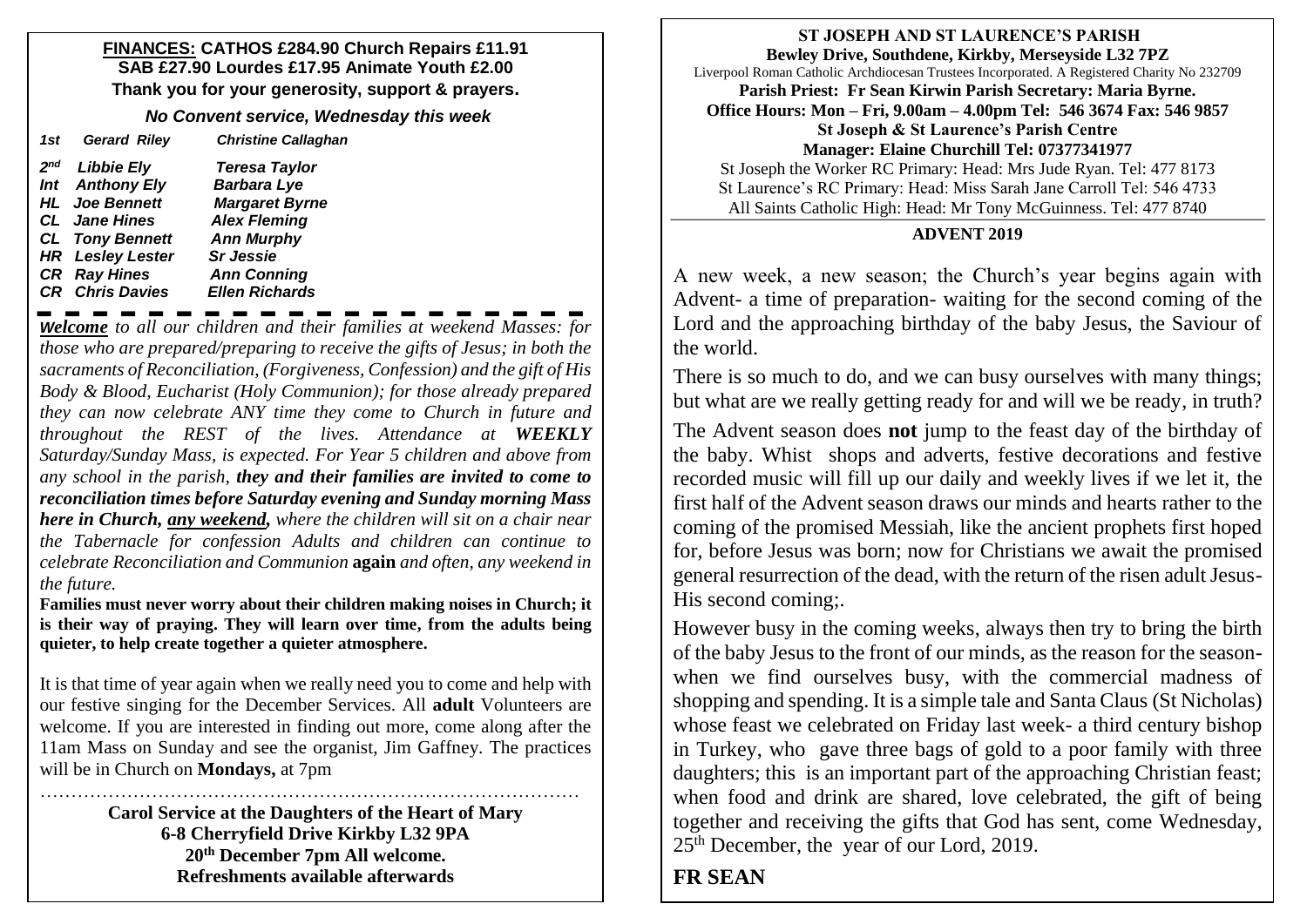**FINANCES: CATHOS £284.90 Church Repairs £11.91**
**SAB £27.90 Lourdes £17.95 Animate Youth £2.00**
**Thank you for your generosity, support & prayers.**

***No Convent service, Wednesday this week***

| | | |
|---|---|---|
| *1st* | *Gerard Riley* | *Christine Callaghan* |
| *2nd* | *Libbie Ely* | *Teresa Taylor* |
| *Int* | *Anthony Ely* | *Barbara Lye* |
| *HL* | *Joe Bennett* | *Margaret Byrne* |
| *CL* | *Jane Hines* | *Alex Fleming* |
| *CL* | *Tony Bennett* | *Ann Murphy* |
| *HR* | *Lesley Lester* | *Sr Jessie* |
| *CR* | *Ray Hines* | *Ann Conning* |
| *CR* | *Chris Davies* | *Ellen Richards* |

***Welcome*** *to all our children and their families at weekend Masses: for those who are prepared/preparing to receive the gifts of Jesus; in both the sacraments of Reconciliation, (Forgiveness, Confession) and the gift of His Body & Blood, Eucharist (Holy Communion); for those already prepared they can now celebrate ANY time they come to Church in future and throughout the REST of the lives. Attendance at* ***WEEKLY*** *Saturday/Sunday Mass, is expected. For Year 5 children and above from any school in the parish,* ***they and their families are invited to come to reconciliation times before Saturday evening and Sunday morning Mass here in Church, any weekend,*** *where the children will sit on a chair near the Tabernacle for confession Adults and children can continue to celebrate Reconciliation and Communion* **again** *and often, any weekend in the future.*

**Families must never worry about their children making noises in Church; it is their way of praying. They will learn over time, from the adults being quieter, to help create together a quieter atmosphere.**

It is that time of year again when we really need you to come and help with our festive singing for the December Services. All **adult** Volunteers are welcome. If you are interested in finding out more, come along after the 11am Mass on Sunday and see the organist, Jim Gaffney. The practices will be in Church on **Mondays,** at 7pm

**Carol Service at the Daughters of the Heart of Mary**
**6-8 Cherryfield Drive Kirkby L32 9PA**
**20th December 7pm All welcome.**
**Refreshments available afterwards**

**ST JOSEPH AND ST LAURENCE'S PARISH**
**Bewley Drive, Southdene, Kirkby, Merseyside L32 7PZ**
Liverpool Roman Catholic Archdiocesan Trustees Incorporated. A Registered Charity No 232709
**Parish Priest: Fr Sean Kirwin Parish Secretary: Maria Byrne.**
**Office Hours: Mon – Fri, 9.00am – 4.00pm Tel: 546 3674 Fax: 546 9857**
**St Joseph & St Laurence's Parish Centre**
**Manager: Elaine Churchill Tel: 07377341977**
St Joseph the Worker RC Primary: Head: Mrs Jude Ryan. Tel: 477 8173
St Laurence's RC Primary: Head: Miss Sarah Jane Carroll Tel: 546 4733
All Saints Catholic High: Head: Mr Tony McGuinness. Tel: 477 8740

## ADVENT 2019

A new week, a new season; the Church's year begins again with Advent- a time of preparation- waiting for the second coming of the Lord and the approaching birthday of the baby Jesus, the Saviour of the world.

There is so much to do, and we can busy ourselves with many things; but what are we really getting ready for and will we be ready, in truth?

The Advent season does **not** jump to the feast day of the birthday of the baby. Whist shops and adverts, festive decorations and festive recorded music will fill up our daily and weekly lives if we let it, the first half of the Advent season draws our minds and hearts rather to the coming of the promised Messiah, like the ancient prophets first hoped for, before Jesus was born; now for Christians we await the promised general resurrection of the dead, with the return of the risen adult Jesus- His second coming;.

However busy in the coming weeks, always then try to bring the birth of the baby Jesus to the front of our minds, as the reason for the season- when we find ourselves busy, with the commercial madness of shopping and spending. It is a simple tale and Santa Claus (St Nicholas) whose feast we celebrated on Friday last week- a third century bishop in Turkey, who gave three bags of gold to a poor family with three daughters; this is an important part of the approaching Christian feast; when food and drink are shared, love celebrated, the gift of being together and receiving the gifts that God has sent, come Wednesday, 25th December, the year of our Lord, 2019.

**FR SEAN**